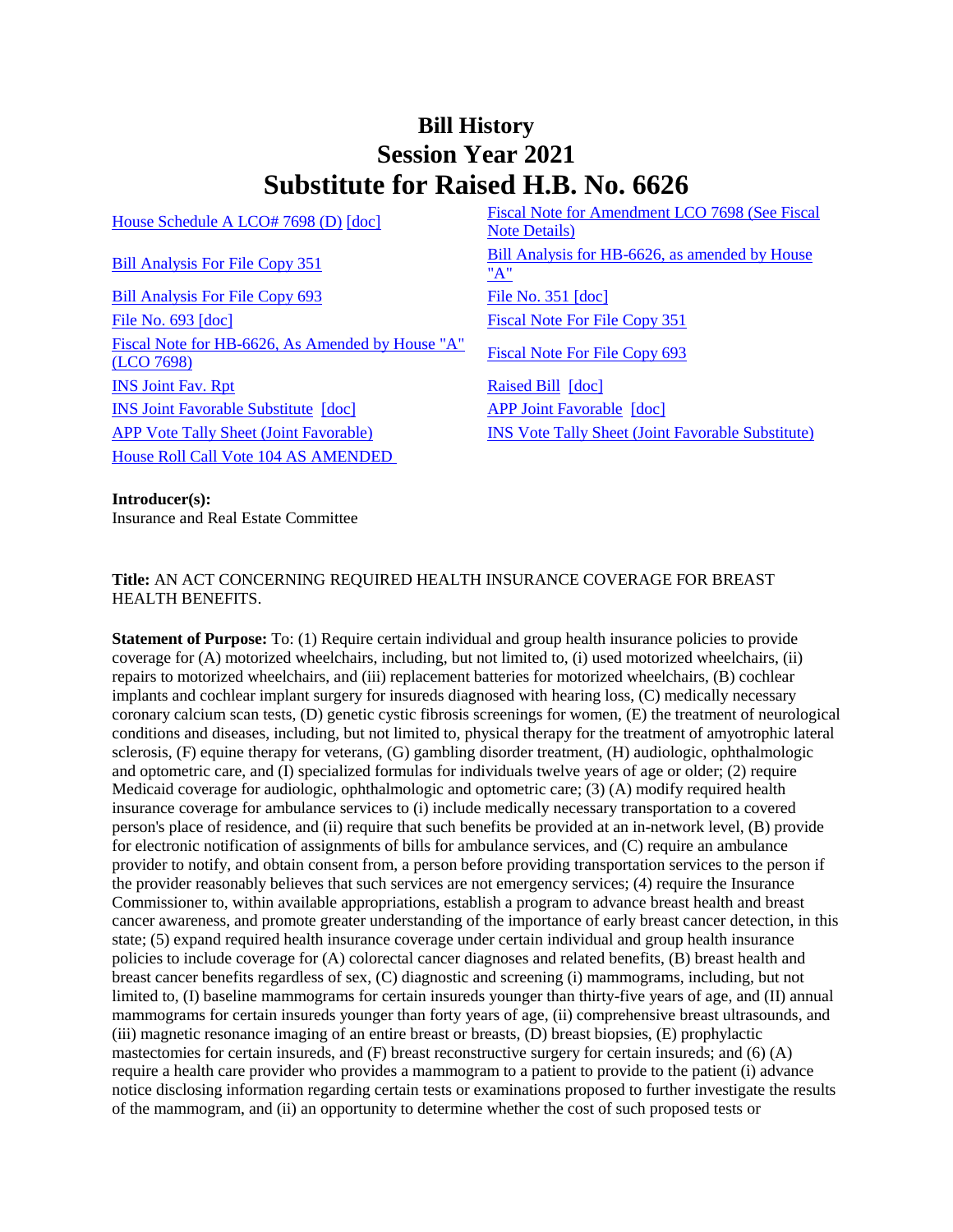# Bill History
# Session Year 2021
# Substitute for Raised H.B. No. 6626

| | |
|---|---|
| House Schedule A LCO# 7698 (D) [doc] | Fiscal Note for Amendment LCO 7698 (See Fiscal Note Details) |
| Bill Analysis For File Copy 351 | Bill Analysis for HB-6626, as amended by House "A" |
| Bill Analysis For File Copy 693 | File No. 351 [doc] |
| File No. 693 [doc] | Fiscal Note For File Copy 351 |
| Fiscal Note for HB-6626, As Amended by House "A" (LCO 7698) | Fiscal Note For File Copy 693 |
| INS Joint Fav. Rpt | Raised Bill [doc] |
| INS Joint Favorable Substitute [doc] | APP Joint Favorable [doc] |
| APP Vote Tally Sheet (Joint Favorable) | INS Vote Tally Sheet (Joint Favorable Substitute) |
| House Roll Call Vote 104 AS AMENDED | |

**Introducer(s):**
Insurance and Real Estate Committee

**Title:** AN ACT CONCERNING REQUIRED HEALTH INSURANCE COVERAGE FOR BREAST HEALTH BENEFITS.

**Statement of Purpose:** To: (1) Require certain individual and group health insurance policies to provide coverage for (A) motorized wheelchairs, including, but not limited to, (i) used motorized wheelchairs, (ii) repairs to motorized wheelchairs, and (iii) replacement batteries for motorized wheelchairs, (B) cochlear implants and cochlear implant surgery for insureds diagnosed with hearing loss, (C) medically necessary coronary calcium scan tests, (D) genetic cystic fibrosis screenings for women, (E) the treatment of neurological conditions and diseases, including, but not limited to, physical therapy for the treatment of amyotrophic lateral sclerosis, (F) equine therapy for veterans, (G) gambling disorder treatment, (H) audiologic, ophthalmologic and optometric care, and (I) specialized formulas for individuals twelve years of age or older; (2) require Medicaid coverage for audiologic, ophthalmologic and optometric care; (3) (A) modify required health insurance coverage for ambulance services to (i) include medically necessary transportation to a covered person's place of residence, and (ii) require that such benefits be provided at an in-network level, (B) provide for electronic notification of assignments of bills for ambulance services, and (C) require an ambulance provider to notify, and obtain consent from, a person before providing transportation services to the person if the provider reasonably believes that such services are not emergency services; (4) require the Insurance Commissioner to, within available appropriations, establish a program to advance breast health and breast cancer awareness, and promote greater understanding of the importance of early breast cancer detection, in this state; (5) expand required health insurance coverage under certain individual and group health insurance policies to include coverage for (A) colorectal cancer diagnoses and related benefits, (B) breast health and breast cancer benefits regardless of sex, (C) diagnostic and screening (i) mammograms, including, but not limited to, (I) baseline mammograms for certain insureds younger than thirty-five years of age, and (II) annual mammograms for certain insureds younger than forty years of age, (ii) comprehensive breast ultrasounds, and (iii) magnetic resonance imaging of an entire breast or breasts, (D) breast biopsies, (E) prophylactic mastectomies for certain insureds, and (F) breast reconstructive surgery for certain insureds; and (6) (A) require a health care provider who provides a mammogram to a patient to provide to the patient (i) advance notice disclosing information regarding certain tests or examinations proposed to further investigate the results of the mammogram, and (ii) an opportunity to determine whether the cost of such proposed tests or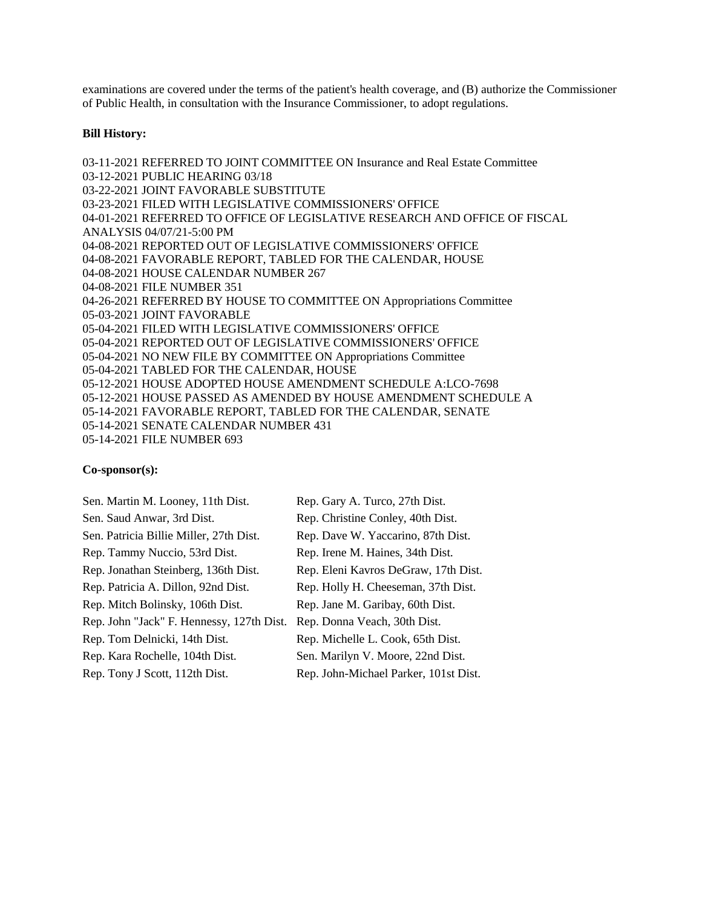examinations are covered under the terms of the patient's health coverage, and (B) authorize the Commissioner of Public Health, in consultation with the Insurance Commissioner, to adopt regulations.

**Bill History:**

03-11-2021 REFERRED TO JOINT COMMITTEE ON Insurance and Real Estate Committee
03-12-2021 PUBLIC HEARING 03/18
03-22-2021 JOINT FAVORABLE SUBSTITUTE
03-23-2021 FILED WITH LEGISLATIVE COMMISSIONERS' OFFICE
04-01-2021 REFERRED TO OFFICE OF LEGISLATIVE RESEARCH AND OFFICE OF FISCAL ANALYSIS 04/07/21-5:00 PM
04-08-2021 REPORTED OUT OF LEGISLATIVE COMMISSIONERS' OFFICE
04-08-2021 FAVORABLE REPORT, TABLED FOR THE CALENDAR, HOUSE
04-08-2021 HOUSE CALENDAR NUMBER 267
04-08-2021 FILE NUMBER 351
04-26-2021 REFERRED BY HOUSE TO COMMITTEE ON Appropriations Committee
05-03-2021 JOINT FAVORABLE
05-04-2021 FILED WITH LEGISLATIVE COMMISSIONERS' OFFICE
05-04-2021 REPORTED OUT OF LEGISLATIVE COMMISSIONERS' OFFICE
05-04-2021 NO NEW FILE BY COMMITTEE ON Appropriations Committee
05-04-2021 TABLED FOR THE CALENDAR, HOUSE
05-12-2021 HOUSE ADOPTED HOUSE AMENDMENT SCHEDULE A:LCO-7698
05-12-2021 HOUSE PASSED AS AMENDED BY HOUSE AMENDMENT SCHEDULE A
05-14-2021 FAVORABLE REPORT, TABLED FOR THE CALENDAR, SENATE
05-14-2021 SENATE CALENDAR NUMBER 431
05-14-2021 FILE NUMBER 693

**Co-sponsor(s):**

| | |
|---|---|
| Sen. Martin M. Looney, 11th Dist. | Rep. Gary A. Turco, 27th Dist. |
| Sen. Saud Anwar, 3rd Dist. | Rep. Christine Conley, 40th Dist. |
| Sen. Patricia Billie Miller, 27th Dist. | Rep. Dave W. Yaccarino, 87th Dist. |
| Rep. Tammy Nuccio, 53rd Dist. | Rep. Irene M. Haines, 34th Dist. |
| Rep. Jonathan Steinberg, 136th Dist. | Rep. Eleni Kavros DeGraw, 17th Dist. |
| Rep. Patricia A. Dillon, 92nd Dist. | Rep. Holly H. Cheeseman, 37th Dist. |
| Rep. Mitch Bolinsky, 106th Dist. | Rep. Jane M. Garibay, 60th Dist. |
| Rep. John "Jack" F. Hennessy, 127th Dist. | Rep. Donna Veach, 30th Dist. |
| Rep. Tom Delnicki, 14th Dist. | Rep. Michelle L. Cook, 65th Dist. |
| Rep. Kara Rochelle, 104th Dist. | Sen. Marilyn V. Moore, 22nd Dist. |
| Rep. Tony J Scott, 112th Dist. | Rep. John-Michael Parker, 101st Dist. |